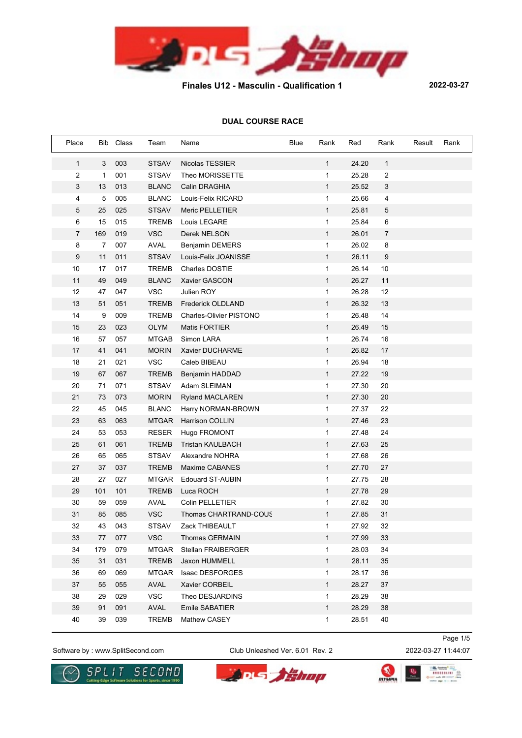# Finales U12 - Masculin - Qualification 1

2022-03-27

## DUAL COURSE RACE

| Place | Bib | Class | Team | Name | Blue | Rank | Red | Rank | Result | Rank |
|---|---|---|---|---|---|---|---|---|---|---|
| 1 | 3 | 003 | STSAV | Nicolas TESSIER | | 1 | 24.20 | 1 | | |
| 2 | 1 | 001 | STSAV | Theo MORISSETTE | | 1 | 25.28 | 2 | | |
| 3 | 13 | 013 | BLANC | Calin DRAGHIA | | 1 | 25.52 | 3 | | |
| 4 | 5 | 005 | BLANC | Louis-Felix RICARD | | 1 | 25.66 | 4 | | |
| 5 | 25 | 025 | STSAV | Meric PELLETIER | | 1 | 25.81 | 5 | | |
| 6 | 15 | 015 | TREMB | Louis LEGARE | | 1 | 25.84 | 6 | | |
| 7 | 169 | 019 | VSC | Derek NELSON | | 1 | 26.01 | 7 | | |
| 8 | 7 | 007 | AVAL | Benjamin DEMERS | | 1 | 26.02 | 8 | | |
| 9 | 11 | 011 | STSAV | Louis-Felix JOANISSE | | 1 | 26.11 | 9 | | |
| 10 | 17 | 017 | TREMB | Charles DOSTIE | | 1 | 26.14 | 10 | | |
| 11 | 49 | 049 | BLANC | Xavier GASCON | | 1 | 26.27 | 11 | | |
| 12 | 47 | 047 | VSC | Julien ROY | | 1 | 26.28 | 12 | | |
| 13 | 51 | 051 | TREMB | Frederick OLDLAND | | 1 | 26.32 | 13 | | |
| 14 | 9 | 009 | TREMB | Charles-Olivier PISTONO | | 1 | 26.48 | 14 | | |
| 15 | 23 | 023 | OLYM | Matis FORTIER | | 1 | 26.49 | 15 | | |
| 16 | 57 | 057 | MTGAB | Simon LARA | | 1 | 26.74 | 16 | | |
| 17 | 41 | 041 | MORIN | Xavier DUCHARME | | 1 | 26.82 | 17 | | |
| 18 | 21 | 021 | VSC | Caleb BIBEAU | | 1 | 26.94 | 18 | | |
| 19 | 67 | 067 | TREMB | Benjamin HADDAD | | 1 | 27.22 | 19 | | |
| 20 | 71 | 071 | STSAV | Adam SLEIMAN | | 1 | 27.30 | 20 | | |
| 21 | 73 | 073 | MORIN | Ryland MACLAREN | | 1 | 27.30 | 20 | | |
| 22 | 45 | 045 | BLANC | Harry NORMAN-BROWN | | 1 | 27.37 | 22 | | |
| 23 | 63 | 063 | MTGAR | Harrison COLLIN | | 1 | 27.46 | 23 | | |
| 24 | 53 | 053 | RESER | Hugo FROMONT | | 1 | 27.48 | 24 | | |
| 25 | 61 | 061 | TREMB | Tristan KAULBACH | | 1 | 27.63 | 25 | | |
| 26 | 65 | 065 | STSAV | Alexandre NOHRA | | 1 | 27.68 | 26 | | |
| 27 | 37 | 037 | TREMB | Maxime CABANES | | 1 | 27.70 | 27 | | |
| 28 | 27 | 027 | MTGAR | Edouard ST-AUBIN | | 1 | 27.75 | 28 | | |
| 29 | 101 | 101 | TREMB | Luca ROCH | | 1 | 27.78 | 29 | | |
| 30 | 59 | 059 | AVAL | Colin PELLETIER | | 1 | 27.82 | 30 | | |
| 31 | 85 | 085 | VSC | Thomas CHARTRAND-COUS | | 1 | 27.85 | 31 | | |
| 32 | 43 | 043 | STSAV | Zack THIBEAULT | | 1 | 27.92 | 32 | | |
| 33 | 77 | 077 | VSC | Thomas GERMAIN | | 1 | 27.99 | 33 | | |
| 34 | 179 | 079 | MTGAR | Stellan FRAIBERGER | | 1 | 28.03 | 34 | | |
| 35 | 31 | 031 | TREMB | Jaxon HUMMELL | | 1 | 28.11 | 35 | | |
| 36 | 69 | 069 | MTGAR | Isaac DESFORGES | | 1 | 28.17 | 36 | | |
| 37 | 55 | 055 | AVAL | Xavier CORBEIL | | 1 | 28.27 | 37 | | |
| 38 | 29 | 029 | VSC | Theo DESJARDINS | | 1 | 28.29 | 38 | | |
| 39 | 91 | 091 | AVAL | Emile SABATIER | | 1 | 28.29 | 38 | | |
| 40 | 39 | 039 | TREMB | Mathew CASEY | | 1 | 28.51 | 40 | | |

Software by : www.SplitSecond.com

Club Unleashed Ver. 6.01 Rev. 2

2022-03-27 11:44:07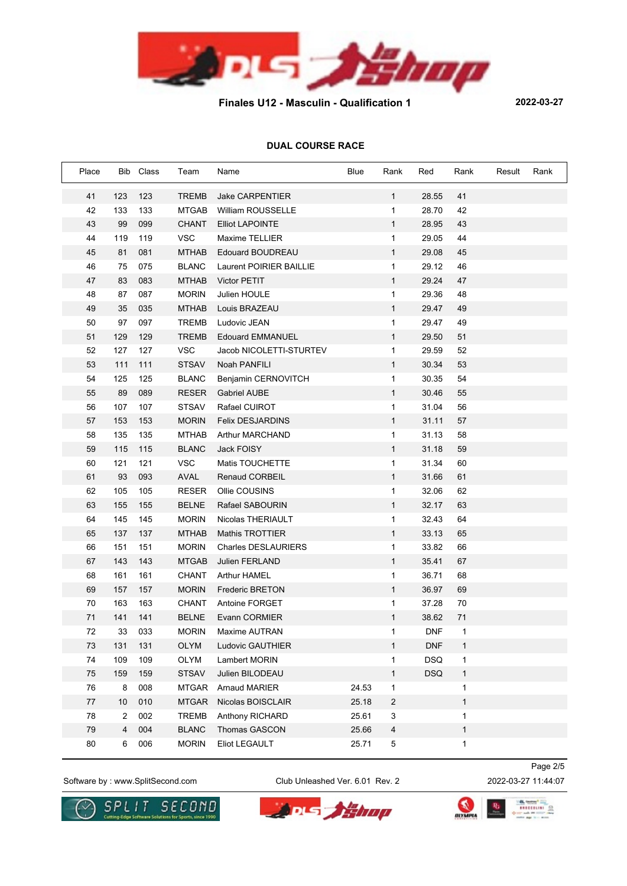**Finales U12 - Masculin - Qualification 1** 2022-03-27

**DUAL COURSE RACE**

| Place | Bib | Class | Team | Name | Blue | Rank | Red | Rank | Result | Rank |
|---|---|---|---|---|---|---|---|---|---|---|
| 41 | 123 | 123 | TREMB | Jake CARPENTIER | | 1 | 28.55 | 41 | | |
| 42 | 133 | 133 | MTGAB | William ROUSSELLE | | 1 | 28.70 | 42 | | |
| 43 | 99 | 099 | CHANT | Elliot LAPOINTE | | 1 | 28.95 | 43 | | |
| 44 | 119 | 119 | VSC | Maxime TELLIER | | 1 | 29.05 | 44 | | |
| 45 | 81 | 081 | MTHAB | Edouard BOUDREAU | | 1 | 29.08 | 45 | | |
| 46 | 75 | 075 | BLANC | Laurent POIRIER BAILLIE | | 1 | 29.12 | 46 | | |
| 47 | 83 | 083 | MTHAB | Victor PETIT | | 1 | 29.24 | 47 | | |
| 48 | 87 | 087 | MORIN | Julien HOULE | | 1 | 29.36 | 48 | | |
| 49 | 35 | 035 | MTHAB | Louis BRAZEAU | | 1 | 29.47 | 49 | | |
| 50 | 97 | 097 | TREMB | Ludovic JEAN | | 1 | 29.47 | 49 | | |
| 51 | 129 | 129 | TREMB | Edouard EMMANUEL | | 1 | 29.50 | 51 | | |
| 52 | 127 | 127 | VSC | Jacob NICOLETTI-STURTEV | | 1 | 29.59 | 52 | | |
| 53 | 111 | 111 | STSAV | Noah PANFILI | | 1 | 30.34 | 53 | | |
| 54 | 125 | 125 | BLANC | Benjamin CERNOVITCH | | 1 | 30.35 | 54 | | |
| 55 | 89 | 089 | RESER | Gabriel AUBE | | 1 | 30.46 | 55 | | |
| 56 | 107 | 107 | STSAV | Rafael CUIROT | | 1 | 31.04 | 56 | | |
| 57 | 153 | 153 | MORIN | Felix DESJARDINS | | 1 | 31.11 | 57 | | |
| 58 | 135 | 135 | MTHAB | Arthur MARCHAND | | 1 | 31.13 | 58 | | |
| 59 | 115 | 115 | BLANC | Jack FOISY | | 1 | 31.18 | 59 | | |
| 60 | 121 | 121 | VSC | Matis TOUCHETTE | | 1 | 31.34 | 60 | | |
| 61 | 93 | 093 | AVAL | Renaud CORBEIL | | 1 | 31.66 | 61 | | |
| 62 | 105 | 105 | RESER | Ollie COUSINS | | 1 | 32.06 | 62 | | |
| 63 | 155 | 155 | BELNE | Rafael SABOURIN | | 1 | 32.17 | 63 | | |
| 64 | 145 | 145 | MORIN | Nicolas THERIAULT | | 1 | 32.43 | 64 | | |
| 65 | 137 | 137 | MTHAB | Mathis TROTTIER | | 1 | 33.13 | 65 | | |
| 66 | 151 | 151 | MORIN | Charles DESLAURIERS | | 1 | 33.82 | 66 | | |
| 67 | 143 | 143 | MTGAB | Julien FERLAND | | 1 | 35.41 | 67 | | |
| 68 | 161 | 161 | CHANT | Arthur HAMEL | | 1 | 36.71 | 68 | | |
| 69 | 157 | 157 | MORIN | Frederic BRETON | | 1 | 36.97 | 69 | | |
| 70 | 163 | 163 | CHANT | Antoine FORGET | | 1 | 37.28 | 70 | | |
| 71 | 141 | 141 | BELNE | Evann CORMIER | | 1 | 38.62 | 71 | | |
| 72 | 33 | 033 | MORIN | Maxime AUTRAN | | 1 | DNF | 1 | | |
| 73 | 131 | 131 | OLYM | Ludovic GAUTHIER | | 1 | DNF | 1 | | |
| 74 | 109 | 109 | OLYM | Lambert MORIN | | 1 | DSQ | 1 | | |
| 75 | 159 | 159 | STSAV | Julien BILODEAU | | 1 | DSQ | 1 | | |
| 76 | 8 | 008 | MTGAR | Arnaud MARIER | 24.53 | 1 | | 1 | | |
| 77 | 10 | 010 | MTGAR | Nicolas BOISCLAIR | 25.18 | 2 | | 1 | | |
| 78 | 2 | 002 | TREMB | Anthony RICHARD | 25.61 | 3 | | 1 | | |
| 79 | 4 | 004 | BLANC | Thomas GASCON | 25.66 | 4 | | 1 | | |
| 80 | 6 | 006 | MORIN | Eliot LEGAULT | 25.71 | 5 | | 1 | | |

Software by : www.SplitSecond.com Club Unleashed Ver. 6.01 Rev. 2 2022-03-27 11:44:07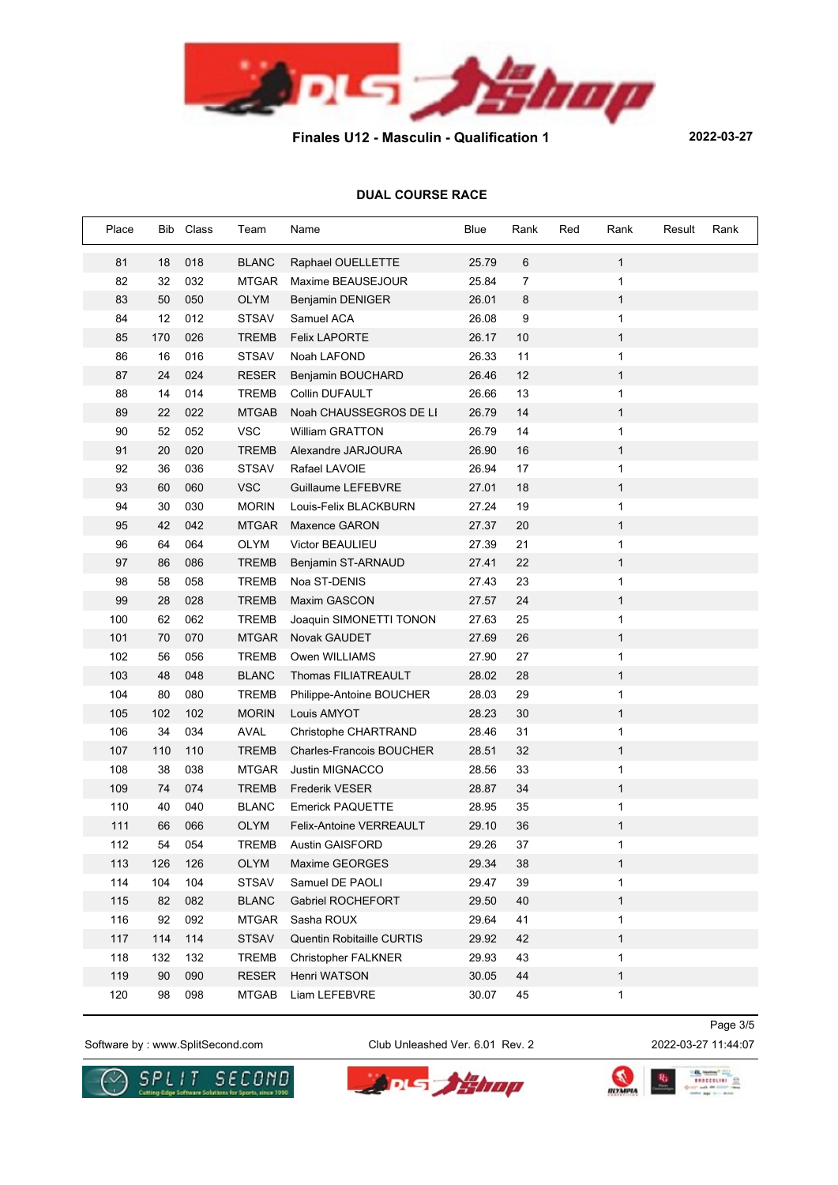**Finales U12 - Masculin - Qualification 1** 2022-03-27

**DUAL COURSE RACE**

| Place | Bib | Class | Team | Name | Blue | Rank | Red | Rank | Result | Rank |
|---|---|---|---|---|---|---|---|---|---|---|
| 81 | 18 | 018 | BLANC | Raphael OUELLETTE | 25.79 | 6 | | 1 | | |
| 82 | 32 | 032 | MTGAR | Maxime BEAUSEJOUR | 25.84 | 7 | | 1 | | |
| 83 | 50 | 050 | OLYM | Benjamin DENIGER | 26.01 | 8 | | 1 | | |
| 84 | 12 | 012 | STSAV | Samuel ACA | 26.08 | 9 | | 1 | | |
| 85 | 170 | 026 | TREMB | Felix LAPORTE | 26.17 | 10 | | 1 | | |
| 86 | 16 | 016 | STSAV | Noah LAFOND | 26.33 | 11 | | 1 | | |
| 87 | 24 | 024 | RESER | Benjamin BOUCHARD | 26.46 | 12 | | 1 | | |
| 88 | 14 | 014 | TREMB | Collin DUFAULT | 26.66 | 13 | | 1 | | |
| 89 | 22 | 022 | MTGAB | Noah CHAUSSEGROS DE LI | 26.79 | 14 | | 1 | | |
| 90 | 52 | 052 | VSC | William GRATTON | 26.79 | 14 | | 1 | | |
| 91 | 20 | 020 | TREMB | Alexandre JARJOURA | 26.90 | 16 | | 1 | | |
| 92 | 36 | 036 | STSAV | Rafael LAVOIE | 26.94 | 17 | | 1 | | |
| 93 | 60 | 060 | VSC | Guillaume LEFEBVRE | 27.01 | 18 | | 1 | | |
| 94 | 30 | 030 | MORIN | Louis-Felix BLACKBURN | 27.24 | 19 | | 1 | | |
| 95 | 42 | 042 | MTGAR | Maxence GARON | 27.37 | 20 | | 1 | | |
| 96 | 64 | 064 | OLYM | Victor BEAULIEU | 27.39 | 21 | | 1 | | |
| 97 | 86 | 086 | TREMB | Benjamin ST-ARNAUD | 27.41 | 22 | | 1 | | |
| 98 | 58 | 058 | TREMB | Noa ST-DENIS | 27.43 | 23 | | 1 | | |
| 99 | 28 | 028 | TREMB | Maxim GASCON | 27.57 | 24 | | 1 | | |
| 100 | 62 | 062 | TREMB | Joaquin SIMONETTI TONON | 27.63 | 25 | | 1 | | |
| 101 | 70 | 070 | MTGAR | Novak GAUDET | 27.69 | 26 | | 1 | | |
| 102 | 56 | 056 | TREMB | Owen WILLIAMS | 27.90 | 27 | | 1 | | |
| 103 | 48 | 048 | BLANC | Thomas FILIATREAULT | 28.02 | 28 | | 1 | | |
| 104 | 80 | 080 | TREMB | Philippe-Antoine BOUCHER | 28.03 | 29 | | 1 | | |
| 105 | 102 | 102 | MORIN | Louis AMYOT | 28.23 | 30 | | 1 | | |
| 106 | 34 | 034 | AVAL | Christophe CHARTRAND | 28.46 | 31 | | 1 | | |
| 107 | 110 | 110 | TREMB | Charles-Francois BOUCHER | 28.51 | 32 | | 1 | | |
| 108 | 38 | 038 | MTGAR | Justin MIGNACCO | 28.56 | 33 | | 1 | | |
| 109 | 74 | 074 | TREMB | Frederik VESER | 28.87 | 34 | | 1 | | |
| 110 | 40 | 040 | BLANC | Emerick PAQUETTE | 28.95 | 35 | | 1 | | |
| 111 | 66 | 066 | OLYM | Felix-Antoine VERREAULT | 29.10 | 36 | | 1 | | |
| 112 | 54 | 054 | TREMB | Austin GAISFORD | 29.26 | 37 | | 1 | | |
| 113 | 126 | 126 | OLYM | Maxime GEORGES | 29.34 | 38 | | 1 | | |
| 114 | 104 | 104 | STSAV | Samuel DE PAOLI | 29.47 | 39 | | 1 | | |
| 115 | 82 | 082 | BLANC | Gabriel ROCHEFORT | 29.50 | 40 | | 1 | | |
| 116 | 92 | 092 | MTGAR | Sasha ROUX | 29.64 | 41 | | 1 | | |
| 117 | 114 | 114 | STSAV | Quentin Robitaille CURTIS | 29.92 | 42 | | 1 | | |
| 118 | 132 | 132 | TREMB | Christopher FALKNER | 29.93 | 43 | | 1 | | |
| 119 | 90 | 090 | RESER | Henri WATSON | 30.05 | 44 | | 1 | | |
| 120 | 98 | 098 | MTGAB | Liam LEFEBVRE | 30.07 | 45 | | 1 | | |

Software by : www.SplitSecond.com Club Unleashed Ver. 6.01 Rev. 2 2022-03-27 11:44:07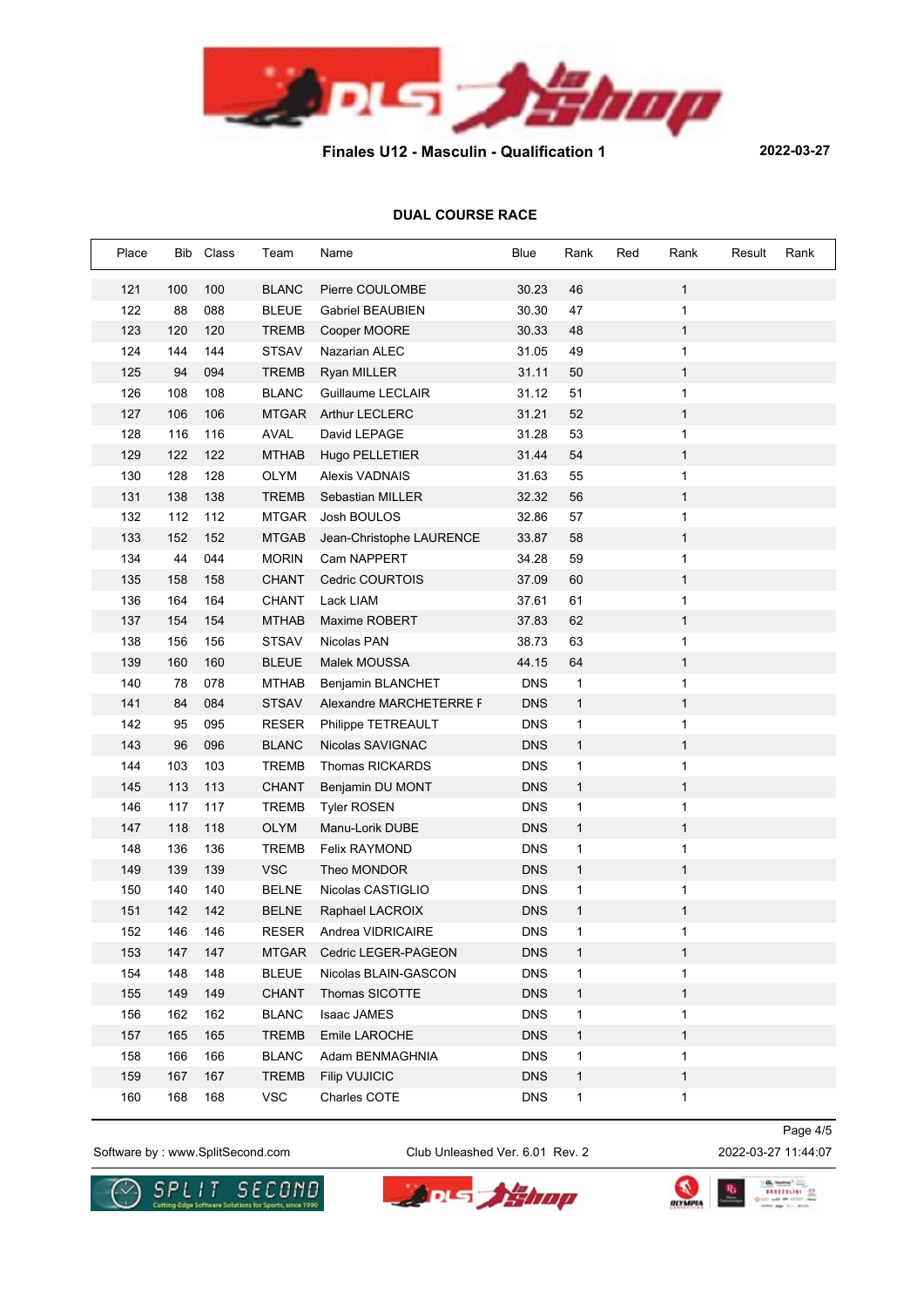**Finales U12 - Masculin - Qualification 1** 2022-03-27

**DUAL COURSE RACE**

| Place | Bib | Class | Team | Name | Blue | Rank | Red | Rank | Result | Rank |
|---|---|---|---|---|---|---|---|---|---|---|
| 121 | 100 | 100 | BLANC | Pierre COULOMBE | 30.23 | 46 | | 1 | | |
| 122 | 88 | 088 | BLEUE | Gabriel BEAUBIEN | 30.30 | 47 | | 1 | | |
| 123 | 120 | 120 | TREMB | Cooper MOORE | 30.33 | 48 | | 1 | | |
| 124 | 144 | 144 | STSAV | Nazarian ALEC | 31.05 | 49 | | 1 | | |
| 125 | 94 | 094 | TREMB | Ryan MILLER | 31.11 | 50 | | 1 | | |
| 126 | 108 | 108 | BLANC | Guillaume LECLAIR | 31.12 | 51 | | 1 | | |
| 127 | 106 | 106 | MTGAR | Arthur LECLERC | 31.21 | 52 | | 1 | | |
| 128 | 116 | 116 | AVAL | David LEPAGE | 31.28 | 53 | | 1 | | |
| 129 | 122 | 122 | MTHAB | Hugo PELLETIER | 31.44 | 54 | | 1 | | |
| 130 | 128 | 128 | OLYM | Alexis VADNAIS | 31.63 | 55 | | 1 | | |
| 131 | 138 | 138 | TREMB | Sebastian MILLER | 32.32 | 56 | | 1 | | |
| 132 | 112 | 112 | MTGAR | Josh BOULOS | 32.86 | 57 | | 1 | | |
| 133 | 152 | 152 | MTGAB | Jean-Christophe LAURENCE | 33.87 | 58 | | 1 | | |
| 134 | 44 | 044 | MORIN | Cam NAPPERT | 34.28 | 59 | | 1 | | |
| 135 | 158 | 158 | CHANT | Cedric COURTOIS | 37.09 | 60 | | 1 | | |
| 136 | 164 | 164 | CHANT | Lack LIAM | 37.61 | 61 | | 1 | | |
| 137 | 154 | 154 | MTHAB | Maxime ROBERT | 37.83 | 62 | | 1 | | |
| 138 | 156 | 156 | STSAV | Nicolas PAN | 38.73 | 63 | | 1 | | |
| 139 | 160 | 160 | BLEUE | Malek MOUSSA | 44.15 | 64 | | 1 | | |
| 140 | 78 | 078 | MTHAB | Benjamin BLANCHET | DNS | 1 | | 1 | | |
| 141 | 84 | 084 | STSAV | Alexandre MARCHETERRE F | DNS | 1 | | 1 | | |
| 142 | 95 | 095 | RESER | Philippe TETREAULT | DNS | 1 | | 1 | | |
| 143 | 96 | 096 | BLANC | Nicolas SAVIGNAC | DNS | 1 | | 1 | | |
| 144 | 103 | 103 | TREMB | Thomas RICKARDS | DNS | 1 | | 1 | | |
| 145 | 113 | 113 | CHANT | Benjamin DU MONT | DNS | 1 | | 1 | | |
| 146 | 117 | 117 | TREMB | Tyler ROSEN | DNS | 1 | | 1 | | |
| 147 | 118 | 118 | OLYM | Manu-Lorik DUBE | DNS | 1 | | 1 | | |
| 148 | 136 | 136 | TREMB | Felix RAYMOND | DNS | 1 | | 1 | | |
| 149 | 139 | 139 | VSC | Theo MONDOR | DNS | 1 | | 1 | | |
| 150 | 140 | 140 | BELNE | Nicolas CASTIGLIO | DNS | 1 | | 1 | | |
| 151 | 142 | 142 | BELNE | Raphael LACROIX | DNS | 1 | | 1 | | |
| 152 | 146 | 146 | RESER | Andrea VIDRICAIRE | DNS | 1 | | 1 | | |
| 153 | 147 | 147 | MTGAR | Cedric LEGER-PAGEON | DNS | 1 | | 1 | | |
| 154 | 148 | 148 | BLEUE | Nicolas BLAIN-GASCON | DNS | 1 | | 1 | | |
| 155 | 149 | 149 | CHANT | Thomas SICOTTE | DNS | 1 | | 1 | | |
| 156 | 162 | 162 | BLANC | Isaac JAMES | DNS | 1 | | 1 | | |
| 157 | 165 | 165 | TREMB | Emile LAROCHE | DNS | 1 | | 1 | | |
| 158 | 166 | 166 | BLANC | Adam BENMAGHNIA | DNS | 1 | | 1 | | |
| 159 | 167 | 167 | TREMB | Filip VUJICIC | DNS | 1 | | 1 | | |
| 160 | 168 | 168 | VSC | Charles COTE | DNS | 1 | | 1 | | |

Software by : www.SplitSecond.com Club Unleashed Ver. 6.01 Rev. 2 2022-03-27 11:44:07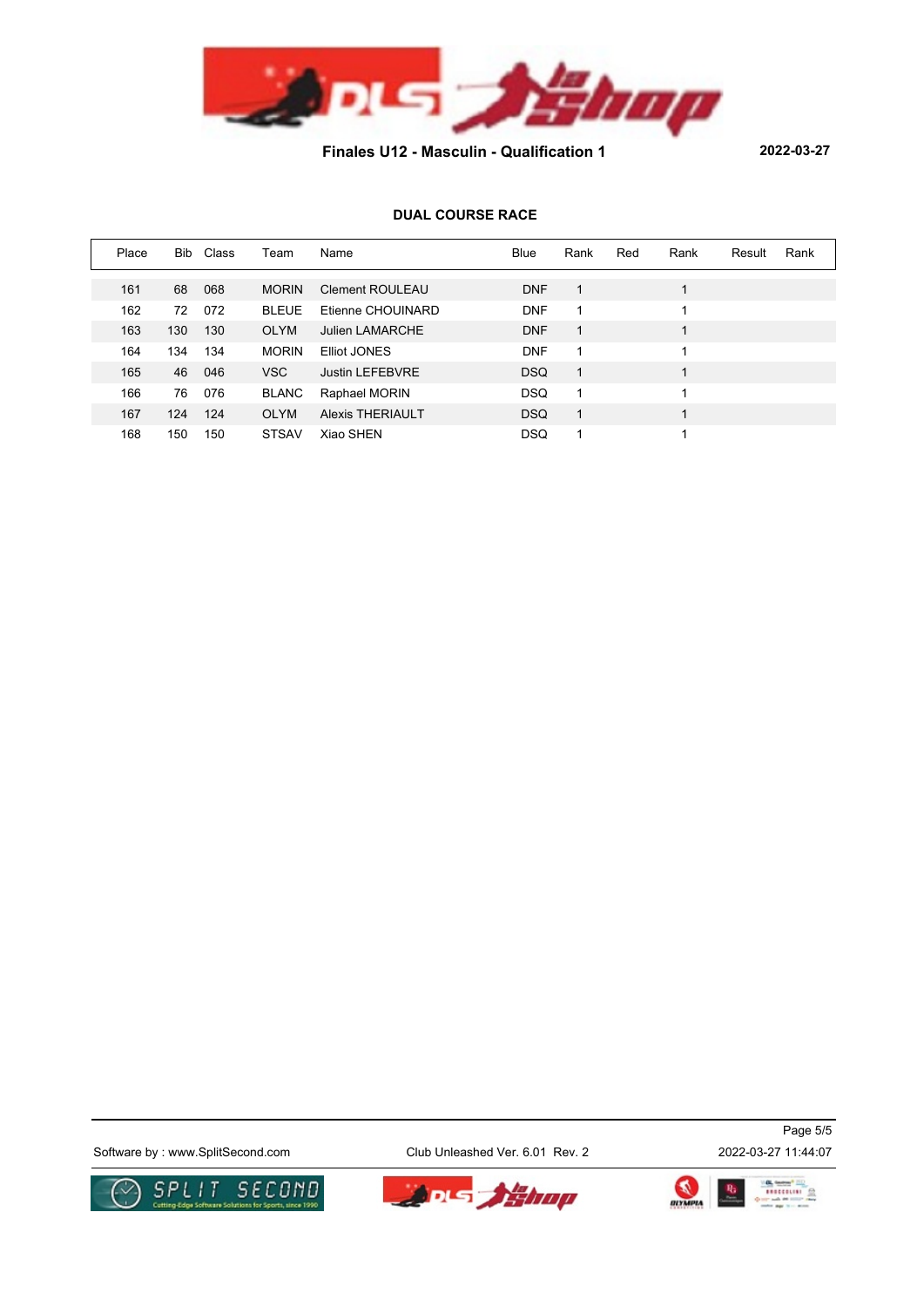**Finales U12 - Masculin - Qualification 1**

**2022-03-27**

**DUAL COURSE RACE**

| Place | Bib | Class | Team | Name | Blue | Rank | Red | Rank | Result | Rank |
|---|---|---|---|---|---|---|---|---|---|---|
| 161 | 68 | 068 | MORIN | Clement ROULEAU | DNF | 1 | | 1 | | |
| 162 | 72 | 072 | BLEUE | Etienne CHOUINARD | DNF | 1 | | 1 | | |
| 163 | 130 | 130 | OLYM | Julien LAMARCHE | DNF | 1 | | 1 | | |
| 164 | 134 | 134 | MORIN | Elliot JONES | DNF | 1 | | 1 | | |
| 165 | 46 | 046 | VSC | Justin LEFEBVRE | DSQ | 1 | | 1 | | |
| 166 | 76 | 076 | BLANC | Raphael MORIN | DSQ | 1 | | 1 | | |
| 167 | 124 | 124 | OLYM | Alexis THERIAULT | DSQ | 1 | | 1 | | |
| 168 | 150 | 150 | STSAV | Xiao SHEN | DSQ | 1 | | 1 | | |

Software by : www.SplitSecond.com    Club Unleashed Ver. 6.01 Rev. 2    2022-03-27 11:44:07